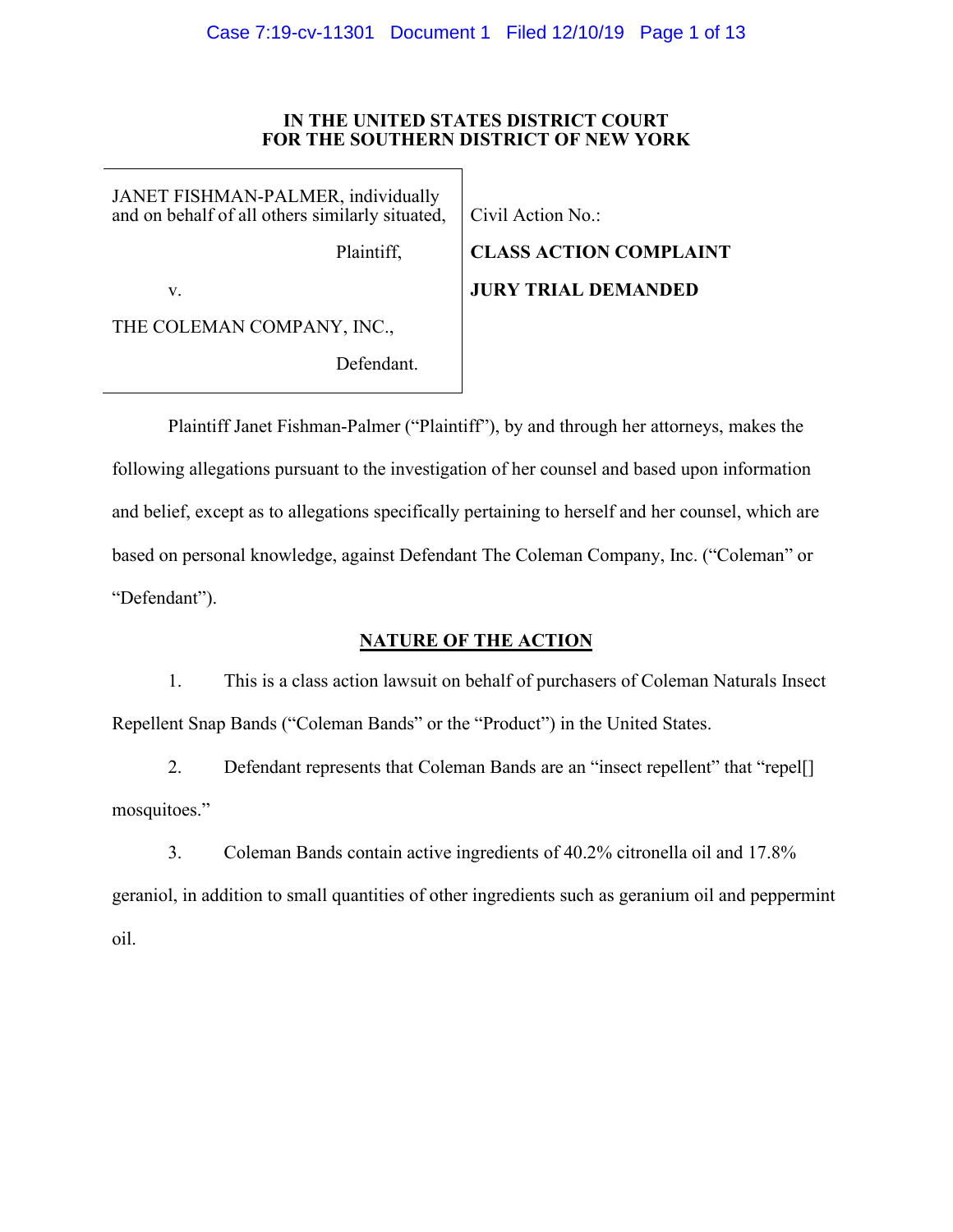**IN THE UNITED STATES DISTRICT COURT**
**FOR THE SOUTHERN DISTRICT OF NEW YORK**

| | |
|---|---|
| JANET FISHMAN-PALMER, individually and on behalf of all others similarly situated, | Civil Action No.: |
| Plaintiff, | **CLASS ACTION COMPLAINT** |
| v. | **JURY TRIAL DEMANDED** |
| THE COLEMAN COMPANY, INC., | |
| Defendant. | |

Plaintiff Janet Fishman-Palmer ("Plaintiff"), by and through her attorneys, makes the following allegations pursuant to the investigation of her counsel and based upon information and belief, except as to allegations specifically pertaining to herself and her counsel, which are based on personal knowledge, against Defendant The Coleman Company, Inc. ("Coleman" or "Defendant").

## NATURE OF THE ACTION

1. This is a class action lawsuit on behalf of purchasers of Coleman Naturals Insect Repellent Snap Bands ("Coleman Bands" or the "Product") in the United States.

2. Defendant represents that Coleman Bands are an "insect repellent" that "repel[] mosquitoes."

3. Coleman Bands contain active ingredients of 40.2% citronella oil and 17.8% geraniol, in addition to small quantities of other ingredients such as geranium oil and peppermint oil.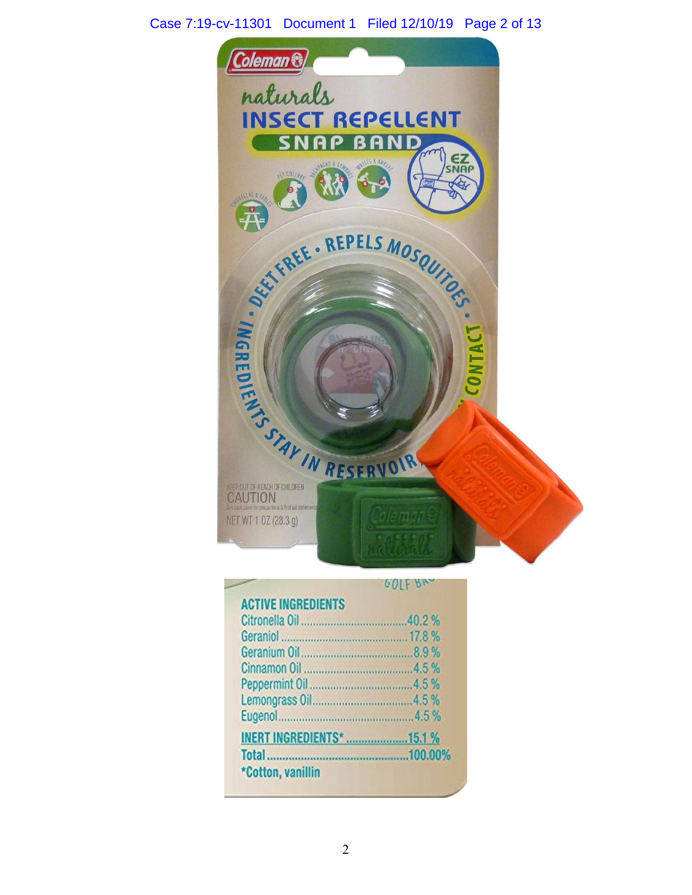Coleman

naturals

INSECT REPELLENT

SNAP BAND

EZ SNAP

UMBRELLAS & TABLES · PET COLLARS · BACKPACKS & GYMBAGS · WRISTS & ANKLES

DEET FREE · REPELS MOSQUITOES · NO SKIN CONTACT · INGREDIENTS STAY IN RESERVOIR

KEEP OUT OF REACH OF CHILDREN

CAUTION

See back panel for precautions & first aid statements

NET WT 1 OZ (28.3 g)

**ACTIVE INGREDIENTS**

| Ingredient | % |
|---|---|
| Citronella Oil | 40.2 % |
| Geraniol | 17.8 % |
| Geranium Oil | 8.9 % |
| Cinnamon Oil | 4.5 % |
| Peppermint Oil | 4.5 % |
| Lemongrass Oil | 4.5 % |
| Eugenol | 4.5 % |
| **INERT INGREDIENTS*** | **15.1 %** |
| **Total** | **100.00%** |

***Cotton, vanillin**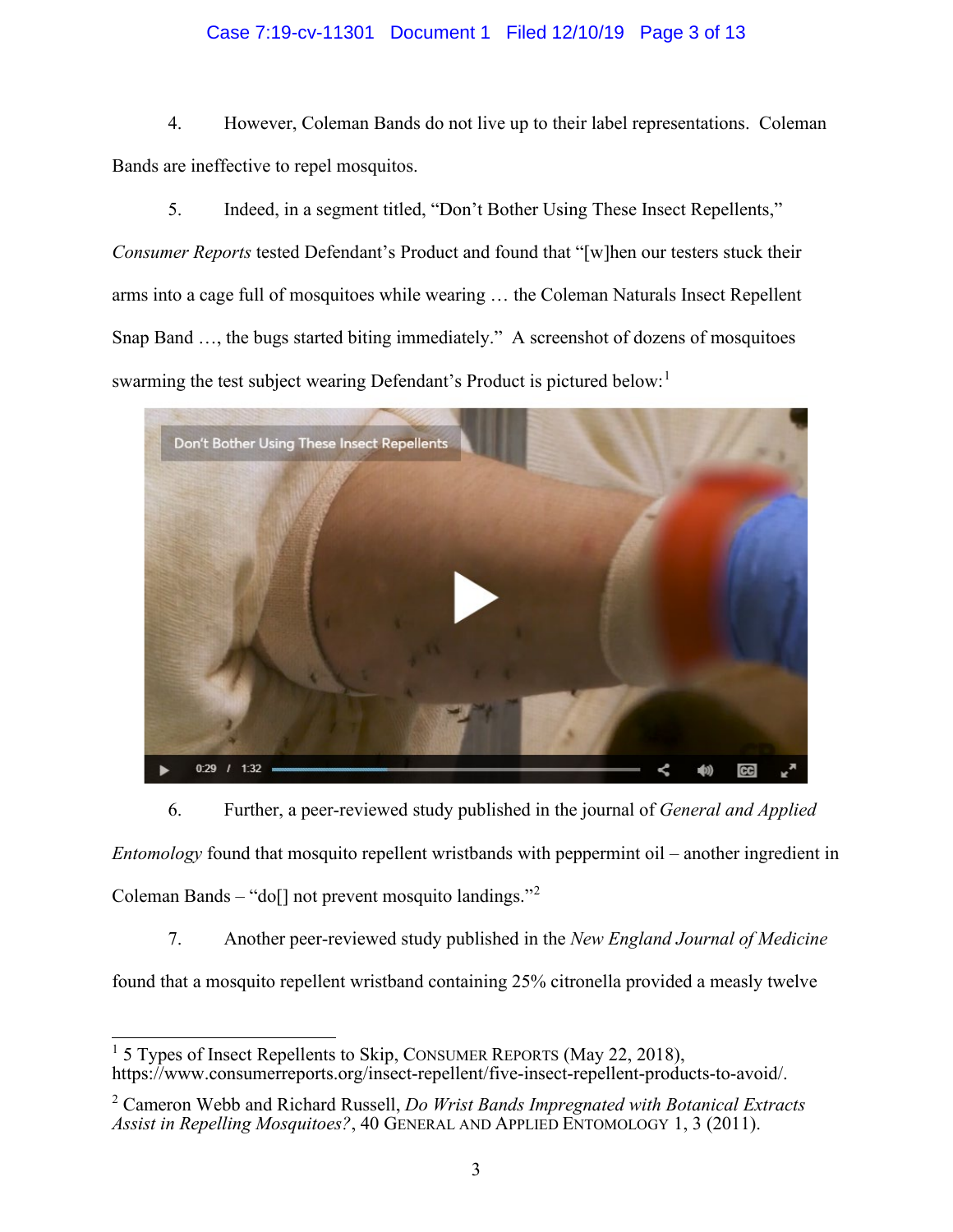4. However, Coleman Bands do not live up to their label representations. Coleman Bands are ineffective to repel mosquitos.

5. Indeed, in a segment titled, "Don't Bother Using These Insect Repellents," *Consumer Reports* tested Defendant's Product and found that "[w]hen our testers stuck their arms into a cage full of mosquitoes while wearing … the Coleman Naturals Insect Repellent Snap Band …, the bugs started biting immediately." A screenshot of dozens of mosquitoes swarming the test subject wearing Defendant's Product is pictured below:[1]

6. Further, a peer-reviewed study published in the journal of *General and Applied Entomology* found that mosquito repellent wristbands with peppermint oil – another ingredient in Coleman Bands – "do[] not prevent mosquito landings."[2]

7. Another peer-reviewed study published in the *New England Journal of Medicine* found that a mosquito repellent wristband containing 25% citronella provided a measly twelve

---

[1] 5 Types of Insect Repellents to Skip, CONSUMER REPORTS (May 22, 2018), https://www.consumerreports.org/insect-repellent/five-insect-repellent-products-to-avoid/.

[2] Cameron Webb and Richard Russell, *Do Wrist Bands Impregnated with Botanical Extracts Assist in Repelling Mosquitoes?*, 40 GENERAL AND APPLIED ENTOMOLOGY 1, 3 (2011).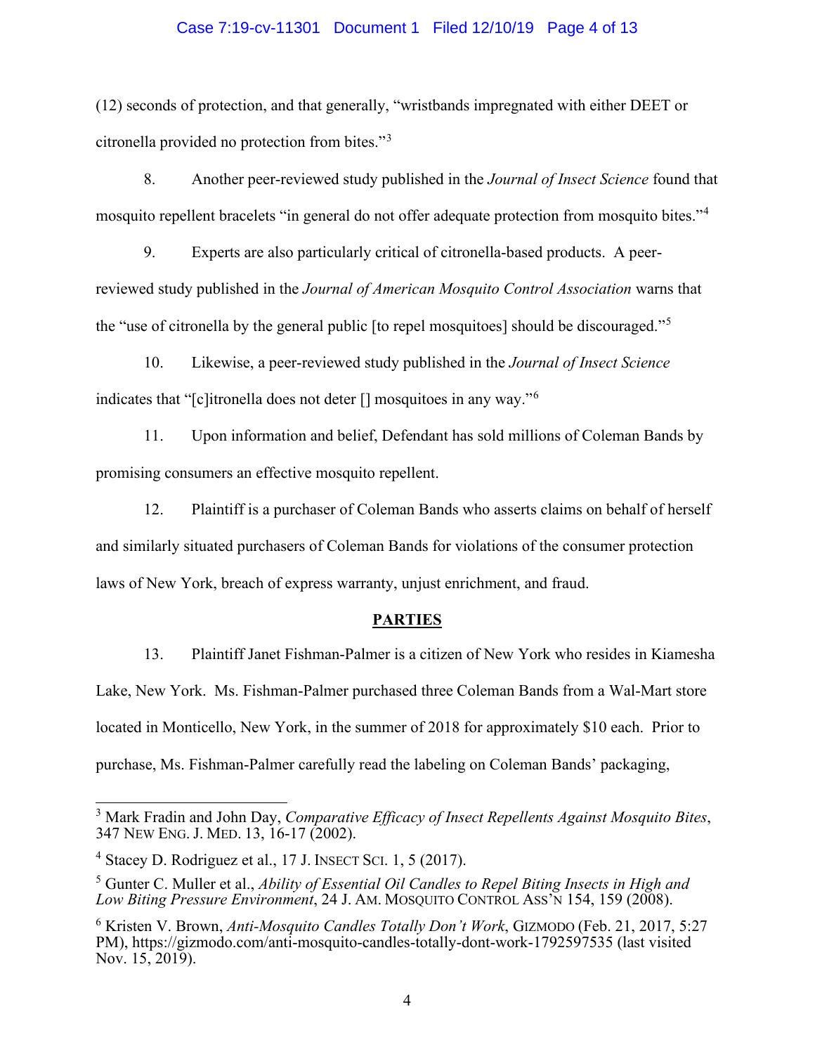(12) seconds of protection, and that generally, "wristbands impregnated with either DEET or citronella provided no protection from bites."[3]

8. Another peer-reviewed study published in the *Journal of Insect Science* found that mosquito repellent bracelets "in general do not offer adequate protection from mosquito bites."[4]

9. Experts are also particularly critical of citronella-based products. A peer-reviewed study published in the *Journal of American Mosquito Control Association* warns that the "use of citronella by the general public [to repel mosquitoes] should be discouraged."[5]

10. Likewise, a peer-reviewed study published in the *Journal of Insect Science* indicates that "[c]itronella does not deter [] mosquitoes in any way."[6]

11. Upon information and belief, Defendant has sold millions of Coleman Bands by promising consumers an effective mosquito repellent.

12. Plaintiff is a purchaser of Coleman Bands who asserts claims on behalf of herself and similarly situated purchasers of Coleman Bands for violations of the consumer protection laws of New York, breach of express warranty, unjust enrichment, and fraud.

## PARTIES

13. Plaintiff Janet Fishman-Palmer is a citizen of New York who resides in Kiamesha Lake, New York. Ms. Fishman-Palmer purchased three Coleman Bands from a Wal-Mart store located in Monticello, New York, in the summer of 2018 for approximately $10 each. Prior to purchase, Ms. Fishman-Palmer carefully read the labeling on Coleman Bands' packaging,

---

[3] Mark Fradin and John Day, *Comparative Efficacy of Insect Repellents Against Mosquito Bites*, 347 NEW ENG. J. MED. 13, 16-17 (2002).

[4] Stacey D. Rodriguez et al., 17 J. INSECT SCI. 1, 5 (2017).

[5] Gunter C. Muller et al., *Ability of Essential Oil Candles to Repel Biting Insects in High and Low Biting Pressure Environment*, 24 J. AM. MOSQUITO CONTROL ASS'N 154, 159 (2008).

[6] Kristen V. Brown, *Anti-Mosquito Candles Totally Don't Work*, GIZMODO (Feb. 21, 2017, 5:27 PM), https://gizmodo.com/anti-mosquito-candles-totally-dont-work-1792597535 (last visited Nov. 15, 2019).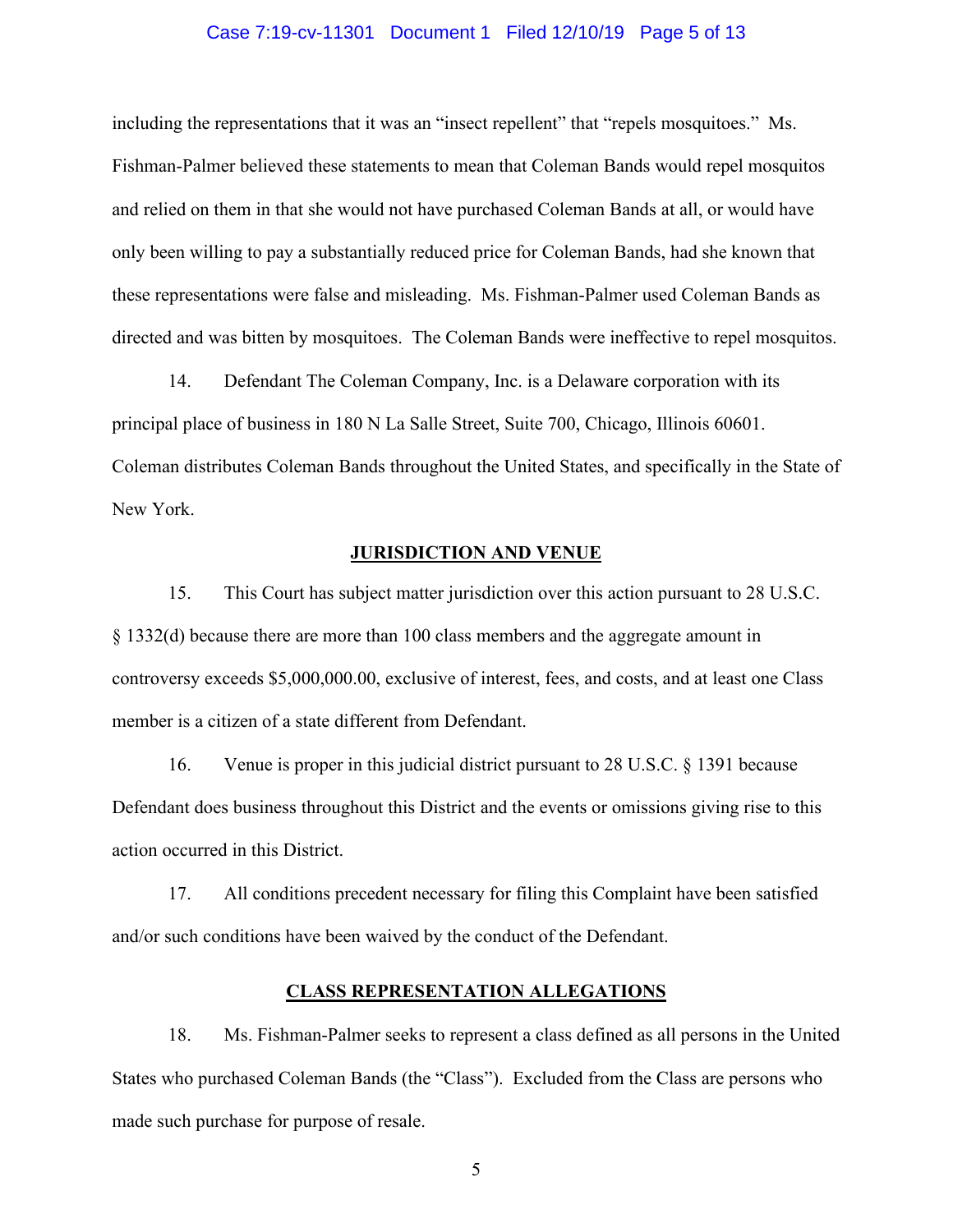including the representations that it was an "insect repellent" that "repels mosquitoes." Ms. Fishman-Palmer believed these statements to mean that Coleman Bands would repel mosquitos and relied on them in that she would not have purchased Coleman Bands at all, or would have only been willing to pay a substantially reduced price for Coleman Bands, had she known that these representations were false and misleading. Ms. Fishman-Palmer used Coleman Bands as directed and was bitten by mosquitoes. The Coleman Bands were ineffective to repel mosquitos.

14. Defendant The Coleman Company, Inc. is a Delaware corporation with its principal place of business in 180 N La Salle Street, Suite 700, Chicago, Illinois 60601. Coleman distributes Coleman Bands throughout the United States, and specifically in the State of New York.

## JURISDICTION AND VENUE

15. This Court has subject matter jurisdiction over this action pursuant to 28 U.S.C. § 1332(d) because there are more than 100 class members and the aggregate amount in controversy exceeds $5,000,000.00, exclusive of interest, fees, and costs, and at least one Class member is a citizen of a state different from Defendant.

16. Venue is proper in this judicial district pursuant to 28 U.S.C. § 1391 because Defendant does business throughout this District and the events or omissions giving rise to this action occurred in this District.

17. All conditions precedent necessary for filing this Complaint have been satisfied and/or such conditions have been waived by the conduct of the Defendant.

## CLASS REPRESENTATION ALLEGATIONS

18. Ms. Fishman-Palmer seeks to represent a class defined as all persons in the United States who purchased Coleman Bands (the "Class"). Excluded from the Class are persons who made such purchase for purpose of resale.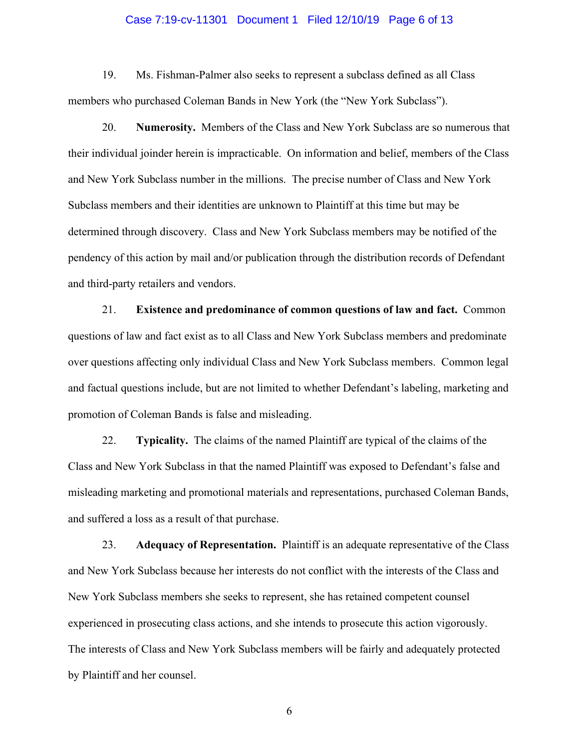19. Ms. Fishman-Palmer also seeks to represent a subclass defined as all Class members who purchased Coleman Bands in New York (the "New York Subclass").

20. **Numerosity.** Members of the Class and New York Subclass are so numerous that their individual joinder herein is impracticable. On information and belief, members of the Class and New York Subclass number in the millions. The precise number of Class and New York Subclass members and their identities are unknown to Plaintiff at this time but may be determined through discovery. Class and New York Subclass members may be notified of the pendency of this action by mail and/or publication through the distribution records of Defendant and third-party retailers and vendors.

21. **Existence and predominance of common questions of law and fact.** Common questions of law and fact exist as to all Class and New York Subclass members and predominate over questions affecting only individual Class and New York Subclass members. Common legal and factual questions include, but are not limited to whether Defendant's labeling, marketing and promotion of Coleman Bands is false and misleading.

22. **Typicality.** The claims of the named Plaintiff are typical of the claims of the Class and New York Subclass in that the named Plaintiff was exposed to Defendant's false and misleading marketing and promotional materials and representations, purchased Coleman Bands, and suffered a loss as a result of that purchase.

23. **Adequacy of Representation.** Plaintiff is an adequate representative of the Class and New York Subclass because her interests do not conflict with the interests of the Class and New York Subclass members she seeks to represent, she has retained competent counsel experienced in prosecuting class actions, and she intends to prosecute this action vigorously. The interests of Class and New York Subclass members will be fairly and adequately protected by Plaintiff and her counsel.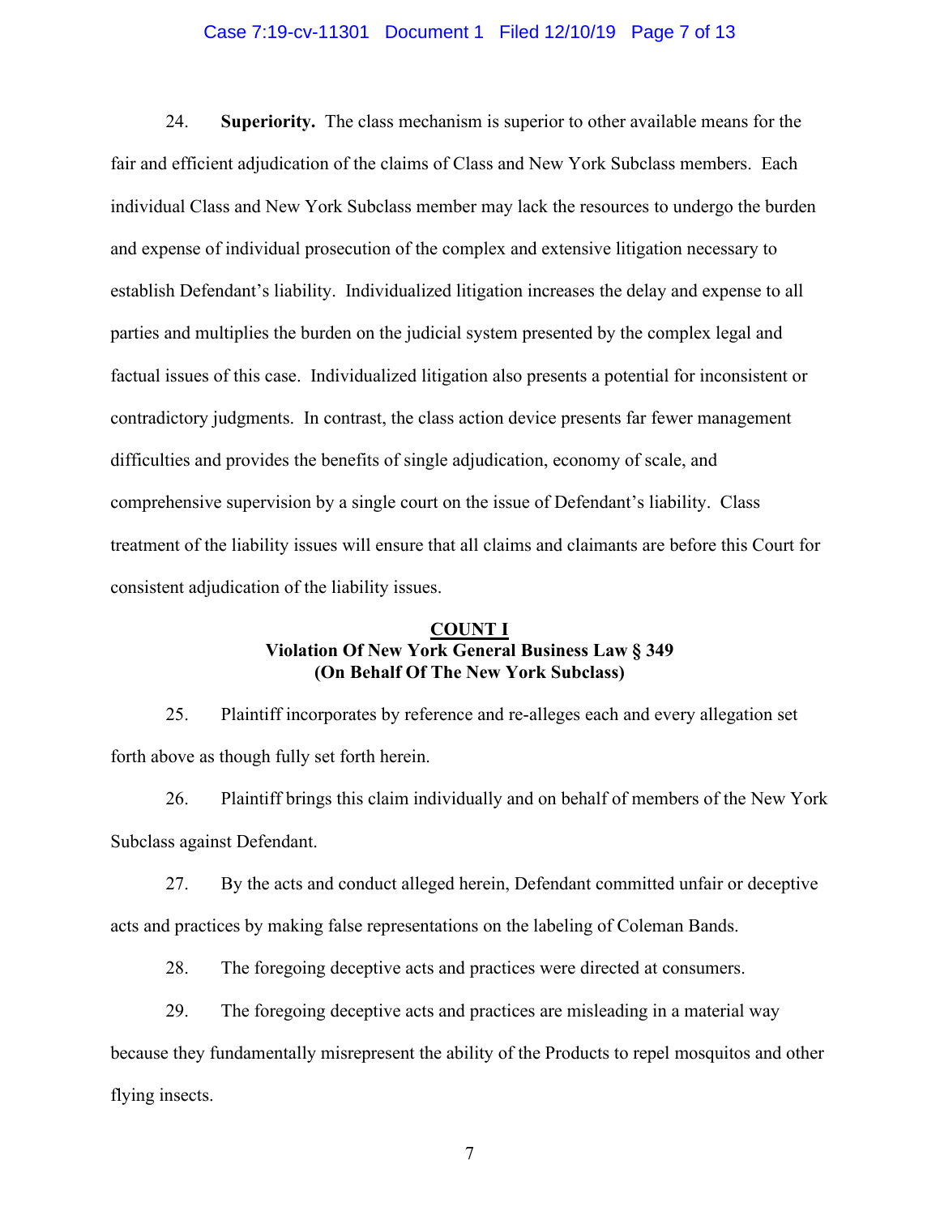24. **Superiority.** The class mechanism is superior to other available means for the fair and efficient adjudication of the claims of Class and New York Subclass members. Each individual Class and New York Subclass member may lack the resources to undergo the burden and expense of individual prosecution of the complex and extensive litigation necessary to establish Defendant's liability. Individualized litigation increases the delay and expense to all parties and multiplies the burden on the judicial system presented by the complex legal and factual issues of this case. Individualized litigation also presents a potential for inconsistent or contradictory judgments. In contrast, the class action device presents far fewer management difficulties and provides the benefits of single adjudication, economy of scale, and comprehensive supervision by a single court on the issue of Defendant's liability. Class treatment of the liability issues will ensure that all claims and claimants are before this Court for consistent adjudication of the liability issues.

## COUNT I
### Violation Of New York General Business Law § 349
### (On Behalf Of The New York Subclass)

25. Plaintiff incorporates by reference and re-alleges each and every allegation set forth above as though fully set forth herein.

26. Plaintiff brings this claim individually and on behalf of members of the New York Subclass against Defendant.

27. By the acts and conduct alleged herein, Defendant committed unfair or deceptive acts and practices by making false representations on the labeling of Coleman Bands.

28. The foregoing deceptive acts and practices were directed at consumers.

29. The foregoing deceptive acts and practices are misleading in a material way because they fundamentally misrepresent the ability of the Products to repel mosquitos and other flying insects.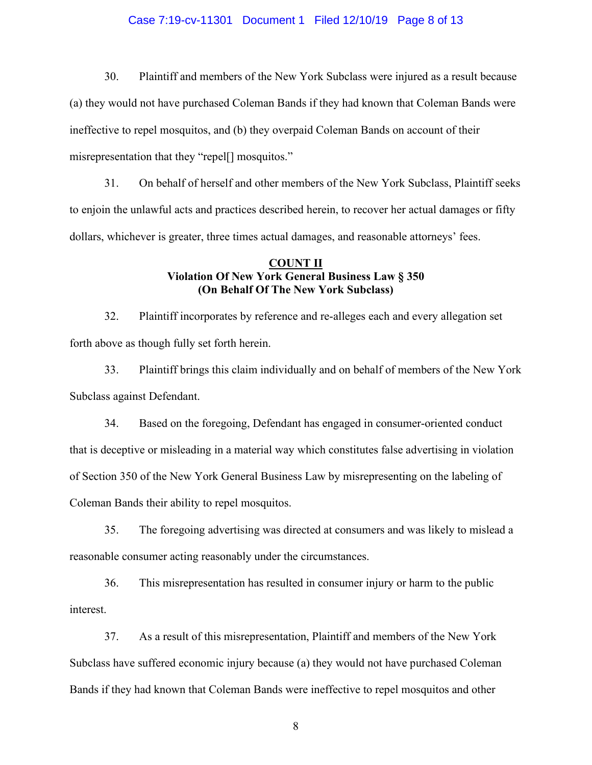30. Plaintiff and members of the New York Subclass were injured as a result because (a) they would not have purchased Coleman Bands if they had known that Coleman Bands were ineffective to repel mosquitos, and (b) they overpaid Coleman Bands on account of their misrepresentation that they "repel[] mosquitos."

31. On behalf of herself and other members of the New York Subclass, Plaintiff seeks to enjoin the unlawful acts and practices described herein, to recover her actual damages or fifty dollars, whichever is greater, three times actual damages, and reasonable attorneys' fees.

**COUNT II**
**Violation Of New York General Business Law § 350**
**(On Behalf Of The New York Subclass)**

32. Plaintiff incorporates by reference and re-alleges each and every allegation set forth above as though fully set forth herein.

33. Plaintiff brings this claim individually and on behalf of members of the New York Subclass against Defendant.

34. Based on the foregoing, Defendant has engaged in consumer-oriented conduct that is deceptive or misleading in a material way which constitutes false advertising in violation of Section 350 of the New York General Business Law by misrepresenting on the labeling of Coleman Bands their ability to repel mosquitos.

35. The foregoing advertising was directed at consumers and was likely to mislead a reasonable consumer acting reasonably under the circumstances.

36. This misrepresentation has resulted in consumer injury or harm to the public interest.

37. As a result of this misrepresentation, Plaintiff and members of the New York Subclass have suffered economic injury because (a) they would not have purchased Coleman Bands if they had known that Coleman Bands were ineffective to repel mosquitos and other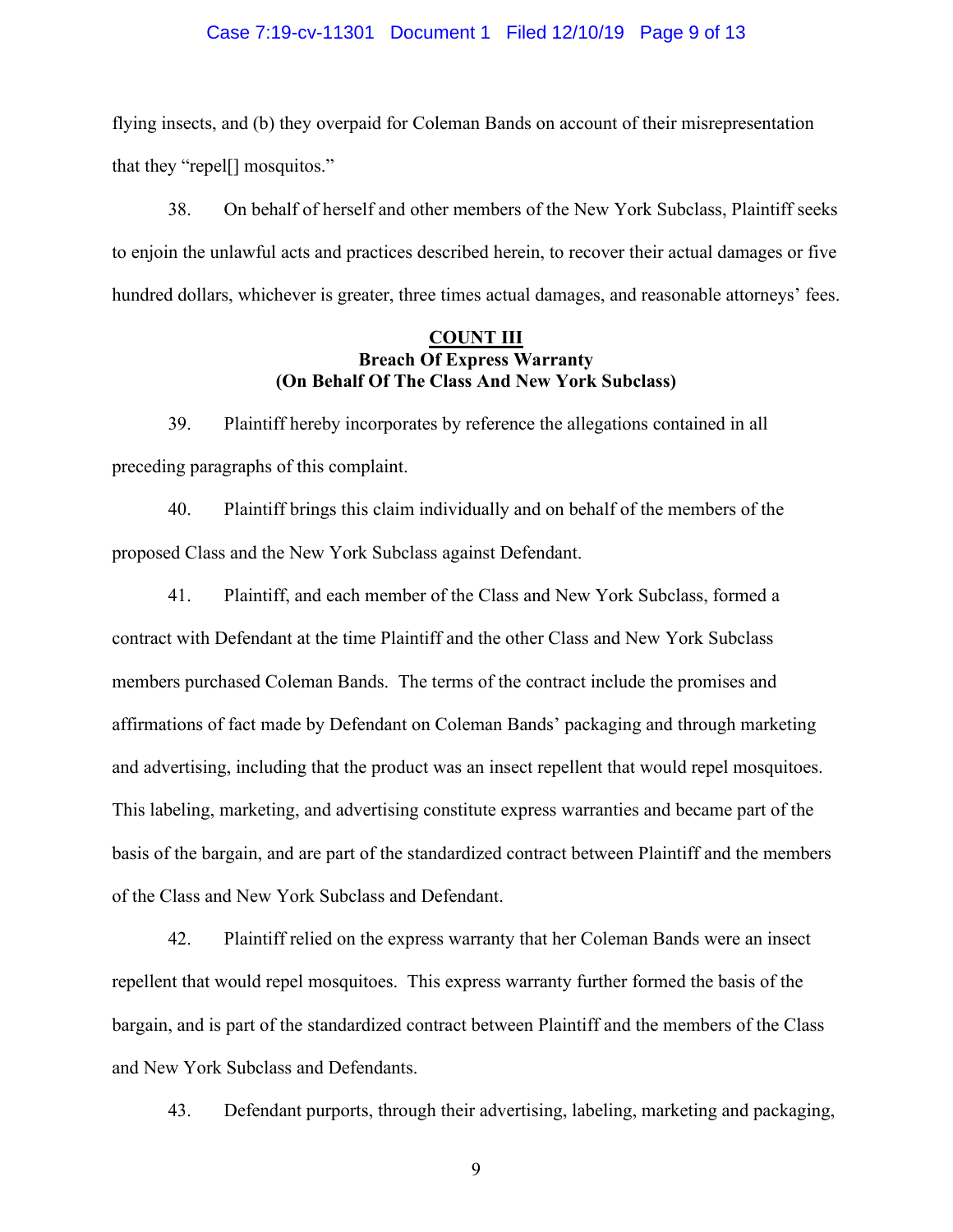flying insects, and (b) they overpaid for Coleman Bands on account of their misrepresentation that they "repel[] mosquitos."

38. On behalf of herself and other members of the New York Subclass, Plaintiff seeks to enjoin the unlawful acts and practices described herein, to recover their actual damages or five hundred dollars, whichever is greater, three times actual damages, and reasonable attorneys' fees.

**COUNT III**
**Breach Of Express Warranty**
**(On Behalf Of The Class And New York Subclass)**

39. Plaintiff hereby incorporates by reference the allegations contained in all preceding paragraphs of this complaint.

40. Plaintiff brings this claim individually and on behalf of the members of the proposed Class and the New York Subclass against Defendant.

41. Plaintiff, and each member of the Class and New York Subclass, formed a contract with Defendant at the time Plaintiff and the other Class and New York Subclass members purchased Coleman Bands. The terms of the contract include the promises and affirmations of fact made by Defendant on Coleman Bands' packaging and through marketing and advertising, including that the product was an insect repellent that would repel mosquitoes. This labeling, marketing, and advertising constitute express warranties and became part of the basis of the bargain, and are part of the standardized contract between Plaintiff and the members of the Class and New York Subclass and Defendant.

42. Plaintiff relied on the express warranty that her Coleman Bands were an insect repellent that would repel mosquitoes. This express warranty further formed the basis of the bargain, and is part of the standardized contract between Plaintiff and the members of the Class and New York Subclass and Defendants.

43. Defendant purports, through their advertising, labeling, marketing and packaging,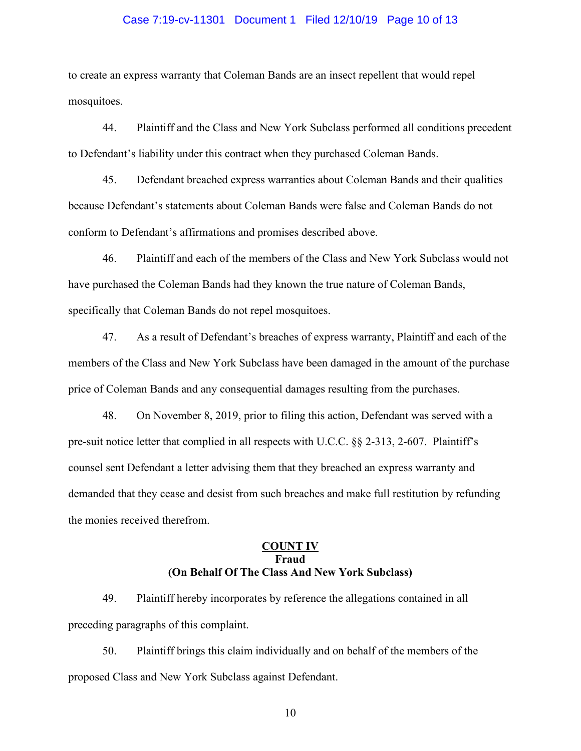to create an express warranty that Coleman Bands are an insect repellent that would repel mosquitoes.

44. Plaintiff and the Class and New York Subclass performed all conditions precedent to Defendant's liability under this contract when they purchased Coleman Bands.

45. Defendant breached express warranties about Coleman Bands and their qualities because Defendant's statements about Coleman Bands were false and Coleman Bands do not conform to Defendant's affirmations and promises described above.

46. Plaintiff and each of the members of the Class and New York Subclass would not have purchased the Coleman Bands had they known the true nature of Coleman Bands, specifically that Coleman Bands do not repel mosquitoes.

47. As a result of Defendant's breaches of express warranty, Plaintiff and each of the members of the Class and New York Subclass have been damaged in the amount of the purchase price of Coleman Bands and any consequential damages resulting from the purchases.

48. On November 8, 2019, prior to filing this action, Defendant was served with a pre-suit notice letter that complied in all respects with U.C.C. §§ 2-313, 2-607. Plaintiff's counsel sent Defendant a letter advising them that they breached an express warranty and demanded that they cease and desist from such breaches and make full restitution by refunding the monies received therefrom.

**COUNT IV**
**Fraud**
**(On Behalf Of The Class And New York Subclass)**

49. Plaintiff hereby incorporates by reference the allegations contained in all preceding paragraphs of this complaint.

50. Plaintiff brings this claim individually and on behalf of the members of the proposed Class and New York Subclass against Defendant.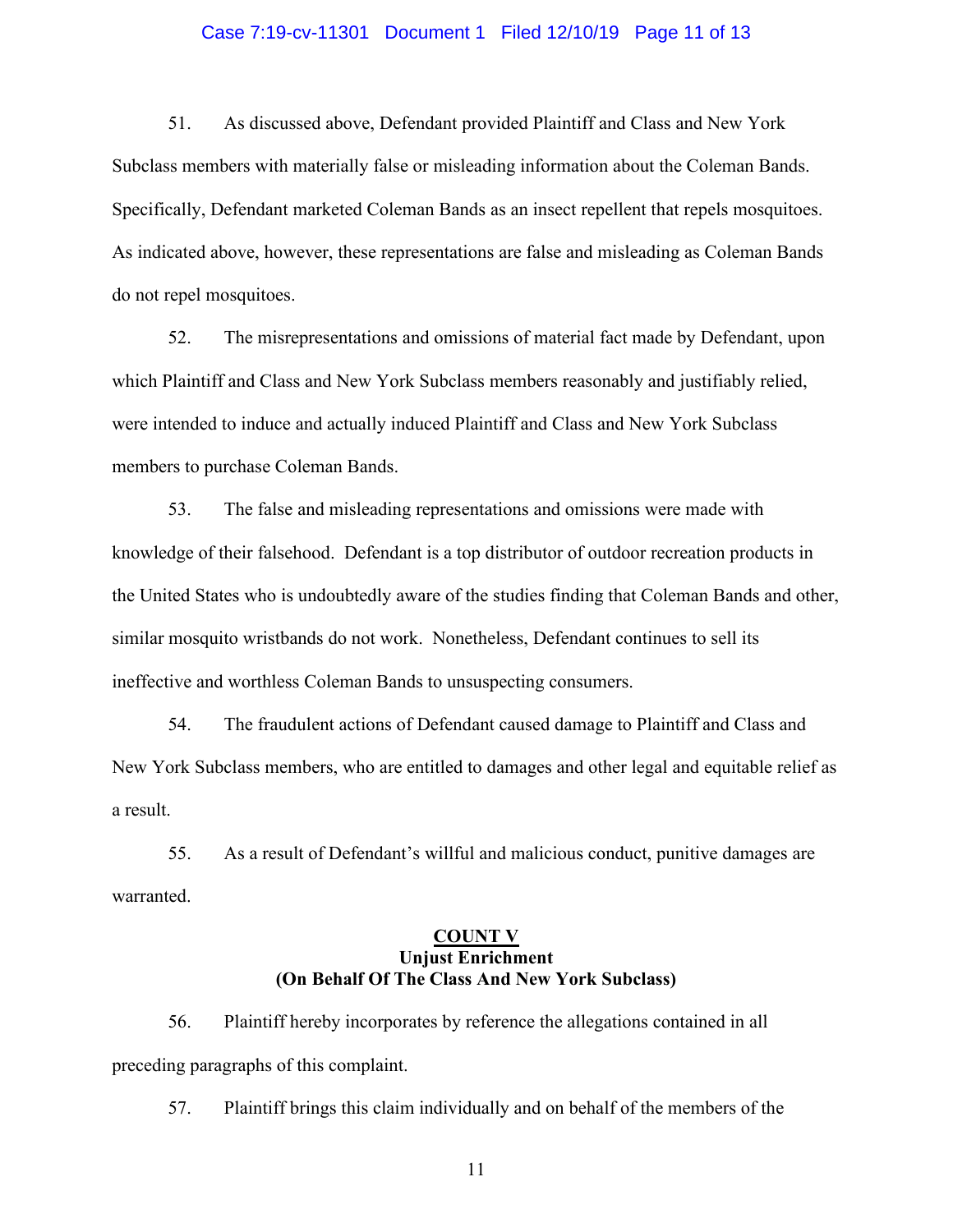51. As discussed above, Defendant provided Plaintiff and Class and New York Subclass members with materially false or misleading information about the Coleman Bands. Specifically, Defendant marketed Coleman Bands as an insect repellent that repels mosquitoes. As indicated above, however, these representations are false and misleading as Coleman Bands do not repel mosquitoes.

52. The misrepresentations and omissions of material fact made by Defendant, upon which Plaintiff and Class and New York Subclass members reasonably and justifiably relied, were intended to induce and actually induced Plaintiff and Class and New York Subclass members to purchase Coleman Bands.

53. The false and misleading representations and omissions were made with knowledge of their falsehood. Defendant is a top distributor of outdoor recreation products in the United States who is undoubtedly aware of the studies finding that Coleman Bands and other, similar mosquito wristbands do not work. Nonetheless, Defendant continues to sell its ineffective and worthless Coleman Bands to unsuspecting consumers.

54. The fraudulent actions of Defendant caused damage to Plaintiff and Class and New York Subclass members, who are entitled to damages and other legal and equitable relief as a result.

55. As a result of Defendant's willful and malicious conduct, punitive damages are warranted.

**COUNT V**
**Unjust Enrichment**
**(On Behalf Of The Class And New York Subclass)**

56. Plaintiff hereby incorporates by reference the allegations contained in all preceding paragraphs of this complaint.

57. Plaintiff brings this claim individually and on behalf of the members of the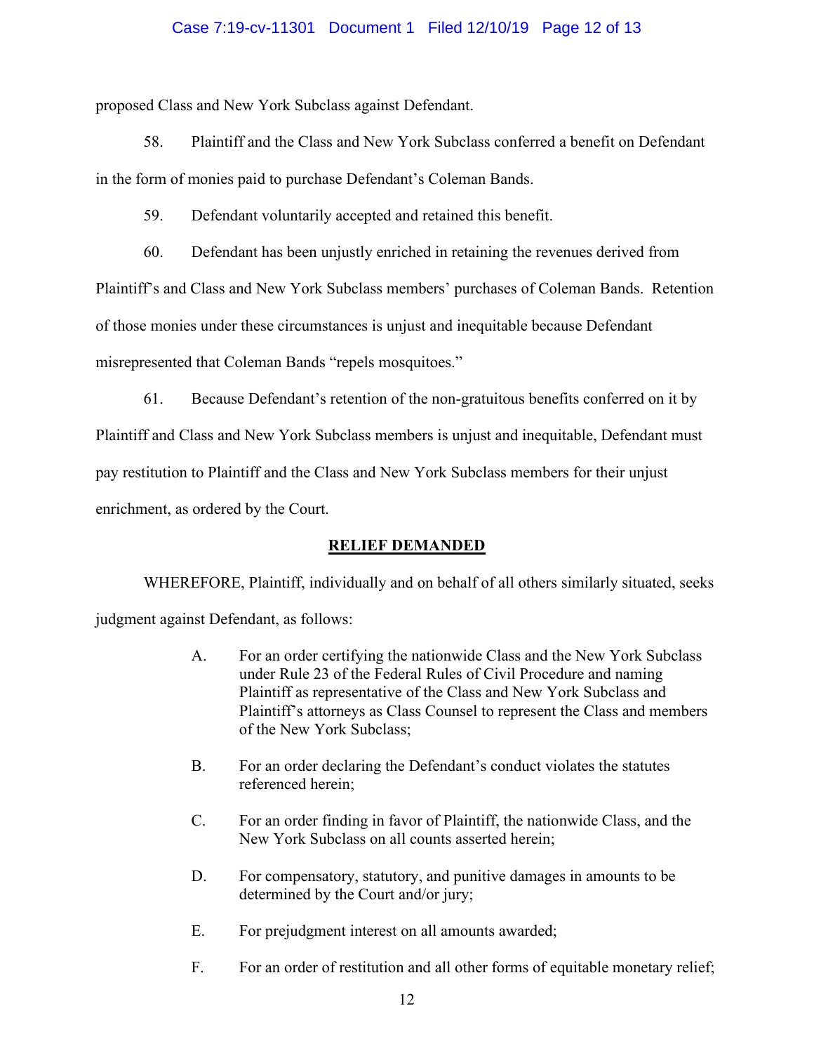proposed Class and New York Subclass against Defendant.

58. Plaintiff and the Class and New York Subclass conferred a benefit on Defendant in the form of monies paid to purchase Defendant's Coleman Bands.

59. Defendant voluntarily accepted and retained this benefit.

60. Defendant has been unjustly enriched in retaining the revenues derived from Plaintiff's and Class and New York Subclass members' purchases of Coleman Bands. Retention of those monies under these circumstances is unjust and inequitable because Defendant misrepresented that Coleman Bands "repels mosquitoes."

61. Because Defendant's retention of the non-gratuitous benefits conferred on it by Plaintiff and Class and New York Subclass members is unjust and inequitable, Defendant must pay restitution to Plaintiff and the Class and New York Subclass members for their unjust enrichment, as ordered by the Court.

## RELIEF DEMANDED

WHEREFORE, Plaintiff, individually and on behalf of all others similarly situated, seeks judgment against Defendant, as follows:

A. For an order certifying the nationwide Class and the New York Subclass under Rule 23 of the Federal Rules of Civil Procedure and naming Plaintiff as representative of the Class and New York Subclass and Plaintiff's attorneys as Class Counsel to represent the Class and members of the New York Subclass;

B. For an order declaring the Defendant's conduct violates the statutes referenced herein;

C. For an order finding in favor of Plaintiff, the nationwide Class, and the New York Subclass on all counts asserted herein;

D. For compensatory, statutory, and punitive damages in amounts to be determined by the Court and/or jury;

E. For prejudgment interest on all amounts awarded;

F. For an order of restitution and all other forms of equitable monetary relief;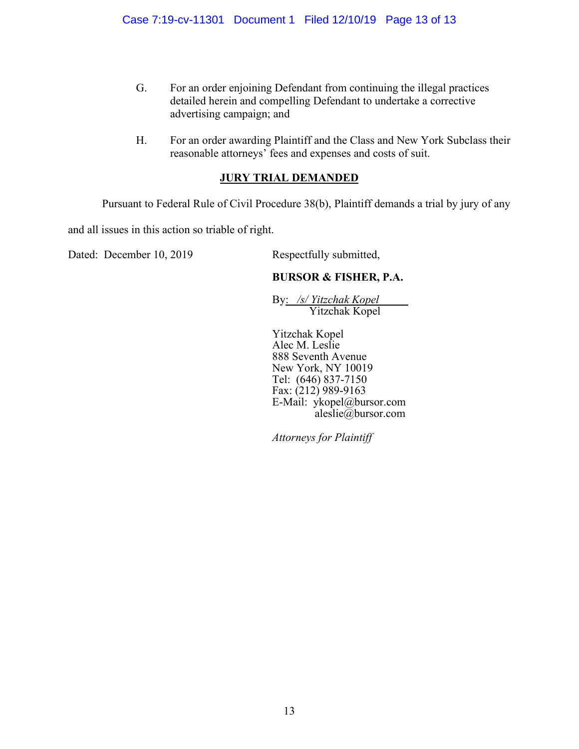G. For an order enjoining Defendant from continuing the illegal practices detailed herein and compelling Defendant to undertake a corrective advertising campaign; and

H. For an order awarding Plaintiff and the Class and New York Subclass their reasonable attorneys' fees and expenses and costs of suit.

**JURY TRIAL DEMANDED**

Pursuant to Federal Rule of Civil Procedure 38(b), Plaintiff demands a trial by jury of any and all issues in this action so triable of right.

Dated: December 10, 2019

Respectfully submitted,

**BURSOR & FISHER, P.A.**

By: */s/ Yitzchak Kopel*
Yitzchak Kopel

Yitzchak Kopel
Alec M. Leslie
888 Seventh Avenue
New York, NY 10019
Tel: (646) 837-7150
Fax: (212) 989-9163
E-Mail: ykopel@bursor.com
aleslie@bursor.com

*Attorneys for Plaintiff*